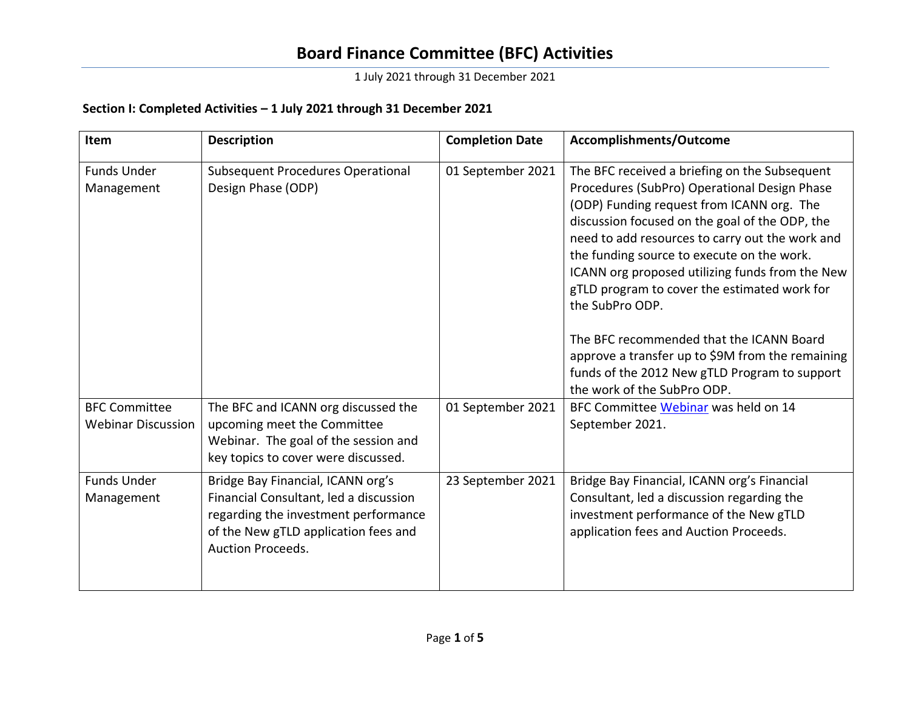# Board Finance Committee (BFC) Activities

1 July 2021 through 31 December 2021

**Section I: Completed Activities – 1 July 2021 through 31 December 2021**

| Item | Description | Completion Date | Accomplishments/Outcome |
|---|---|---|---|
| Funds Under Management | Subsequent Procedures Operational Design Phase (ODP) | 01 September 2021 | The BFC received a briefing on the Subsequent Procedures (SubPro) Operational Design Phase (ODP) Funding request from ICANN org. The discussion focused on the goal of the ODP, the need to add resources to carry out the work and the funding source to execute on the work. ICANN org proposed utilizing funds from the New gTLD program to cover the estimated work for the SubPro ODP.<br><br>The BFC recommended that the ICANN Board approve a transfer up to $9M from the remaining funds of the 2012 New gTLD Program to support the work of the SubPro ODP. |
| BFC Committee Webinar Discussion | The BFC and ICANN org discussed the upcoming meet the Committee Webinar. The goal of the session and key topics to cover were discussed. | 01 September 2021 | BFC Committee Webinar was held on 14 September 2021. |
| Funds Under Management | Bridge Bay Financial, ICANN org's Financial Consultant, led a discussion regarding the investment performance of the New gTLD application fees and Auction Proceeds. | 23 September 2021 | Bridge Bay Financial, ICANN org's Financial Consultant, led a discussion regarding the investment performance of the New gTLD application fees and Auction Proceeds. |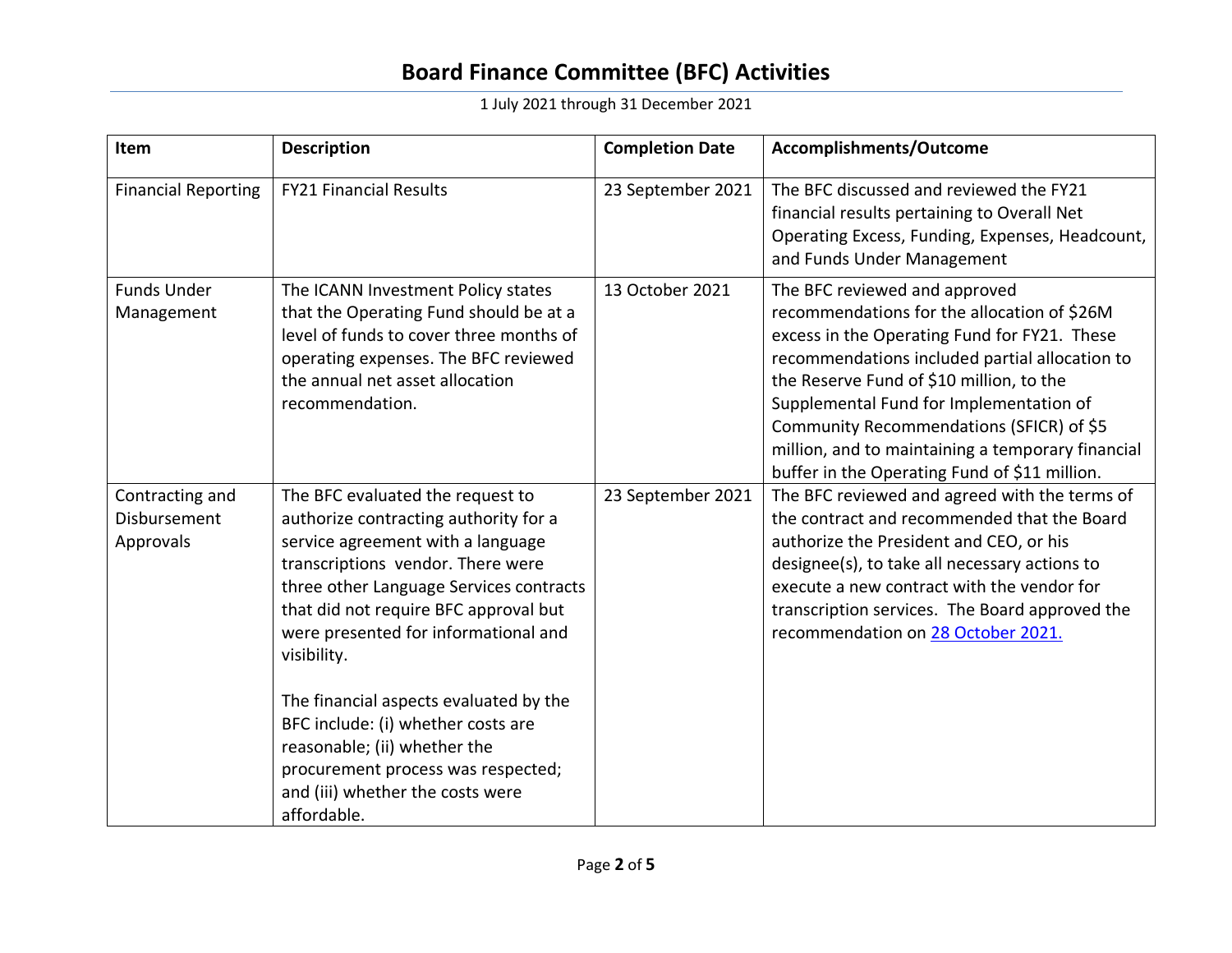# Board Finance Committee (BFC) Activities

1 July 2021 through 31 December 2021

| Item | Description | Completion Date | Accomplishments/Outcome |
|---|---|---|---|
| Financial Reporting | FY21 Financial Results | 23 September 2021 | The BFC discussed and reviewed the FY21 financial results pertaining to Overall Net Operating Excess, Funding, Expenses, Headcount, and Funds Under Management |
| Funds Under Management | The ICANN Investment Policy states that the Operating Fund should be at a level of funds to cover three months of operating expenses. The BFC reviewed the annual net asset allocation recommendation. | 13 October 2021 | The BFC reviewed and approved recommendations for the allocation of $26M excess in the Operating Fund for FY21. These recommendations included partial allocation to the Reserve Fund of $10 million, to the Supplemental Fund for Implementation of Community Recommendations (SFICR) of $5 million, and to maintaining a temporary financial buffer in the Operating Fund of $11 million. |
| Contracting and Disbursement Approvals | The BFC evaluated the request to authorize contracting authority for a service agreement with a language transcriptions vendor. There were three other Language Services contracts that did not require BFC approval but were presented for informational and visibility.<br><br>The financial aspects evaluated by the BFC include: (i) whether costs are reasonable; (ii) whether the procurement process was respected; and (iii) whether the costs were affordable. | 23 September 2021 | The BFC reviewed and agreed with the terms of the contract and recommended that the Board authorize the President and CEO, or his designee(s), to take all necessary actions to execute a new contract with the vendor for transcription services. The Board approved the recommendation on 28 October 2021. |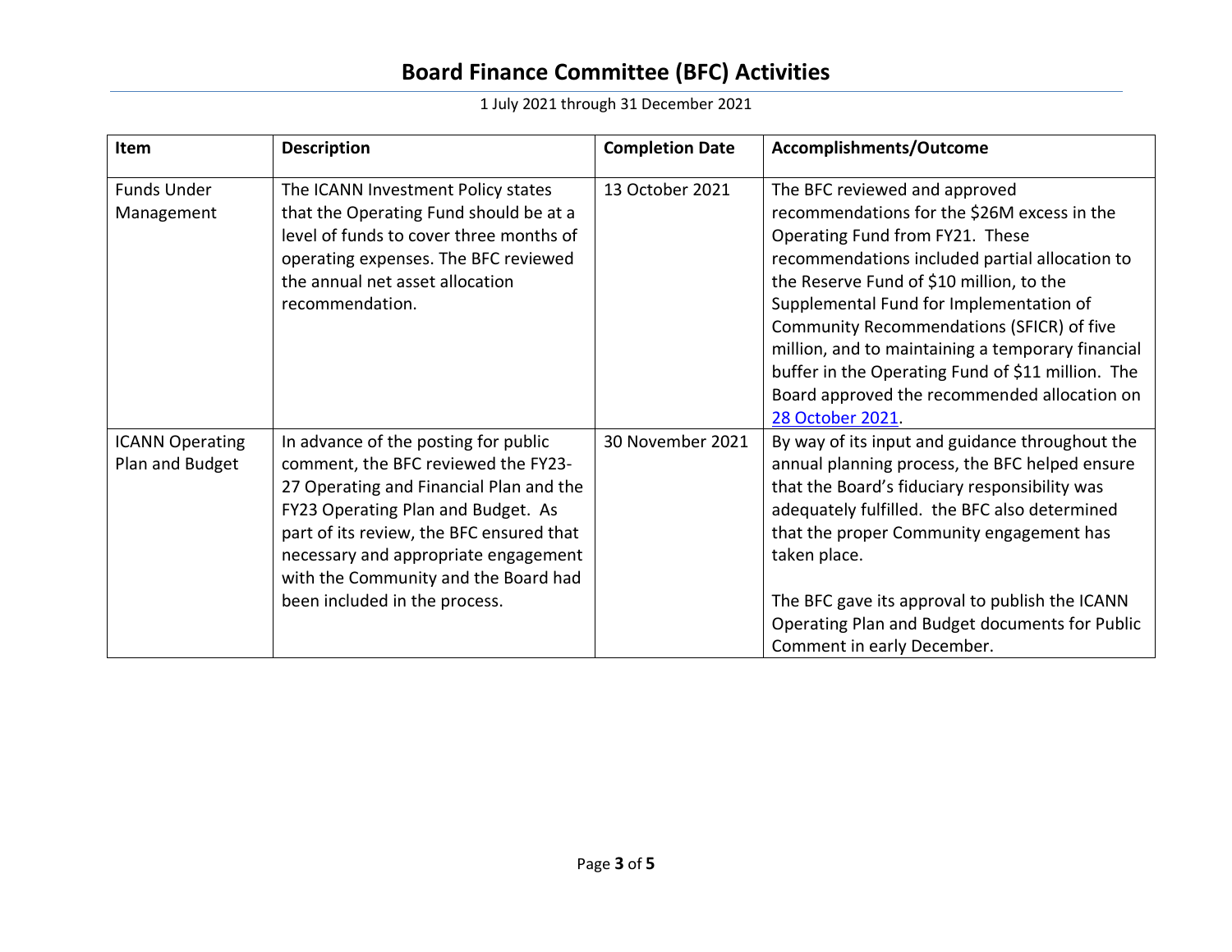# Board Finance Committee (BFC) Activities

1 July 2021 through 31 December 2021

| Item | Description | Completion Date | Accomplishments/Outcome |
|---|---|---|---|
| Funds Under Management | The ICANN Investment Policy states that the Operating Fund should be at a level of funds to cover three months of operating expenses. The BFC reviewed the annual net asset allocation recommendation. | 13 October 2021 | The BFC reviewed and approved recommendations for the $26M excess in the Operating Fund from FY21. These recommendations included partial allocation to the Reserve Fund of $10 million, to the Supplemental Fund for Implementation of Community Recommendations (SFICR) of five million, and to maintaining a temporary financial buffer in the Operating Fund of $11 million. The Board approved the recommended allocation on 28 October 2021. |
| ICANN Operating Plan and Budget | In advance of the posting for public comment, the BFC reviewed the FY23-27 Operating and Financial Plan and the FY23 Operating Plan and Budget. As part of its review, the BFC ensured that necessary and appropriate engagement with the Community and the Board had been included in the process. | 30 November 2021 | By way of its input and guidance throughout the annual planning process, the BFC helped ensure that the Board's fiduciary responsibility was adequately fulfilled. the BFC also determined that the proper Community engagement has taken place.<br><br>The BFC gave its approval to publish the ICANN Operating Plan and Budget documents for Public Comment in early December. |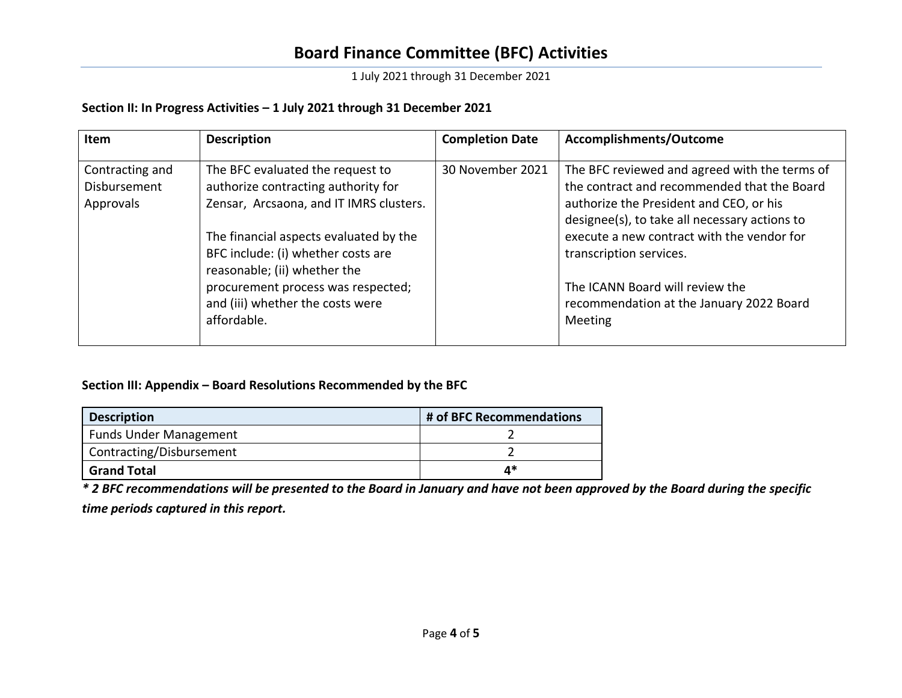# Board Finance Committee (BFC) Activities

1 July 2021 through 31 December 2021

**Section II: In Progress Activities – 1 July 2021 through 31 December 2021**

| Item | Description | Completion Date | Accomplishments/Outcome |
|---|---|---|---|
| Contracting and Disbursement Approvals | The BFC evaluated the request to authorize contracting authority for Zensar, Arcsaona, and IT IMRS clusters.<br><br>The financial aspects evaluated by the BFC include: (i) whether costs are reasonable; (ii) whether the procurement process was respected; and (iii) whether the costs were affordable. | 30 November 2021 | The BFC reviewed and agreed with the terms of the contract and recommended that the Board authorize the President and CEO, or his designee(s), to take all necessary actions to execute a new contract with the vendor for transcription services.<br><br>The ICANN Board will review the recommendation at the January 2022 Board Meeting |

**Section III: Appendix – Board Resolutions Recommended by the BFC**

| Description | # of BFC Recommendations |
|---|---|
| Funds Under Management | 2 |
| Contracting/Disbursement | 2 |
| **Grand Total** | **4*** |

***\* 2 BFC recommendations will be presented to the Board in January and have not been approved by the Board during the specific time periods captured in this report.***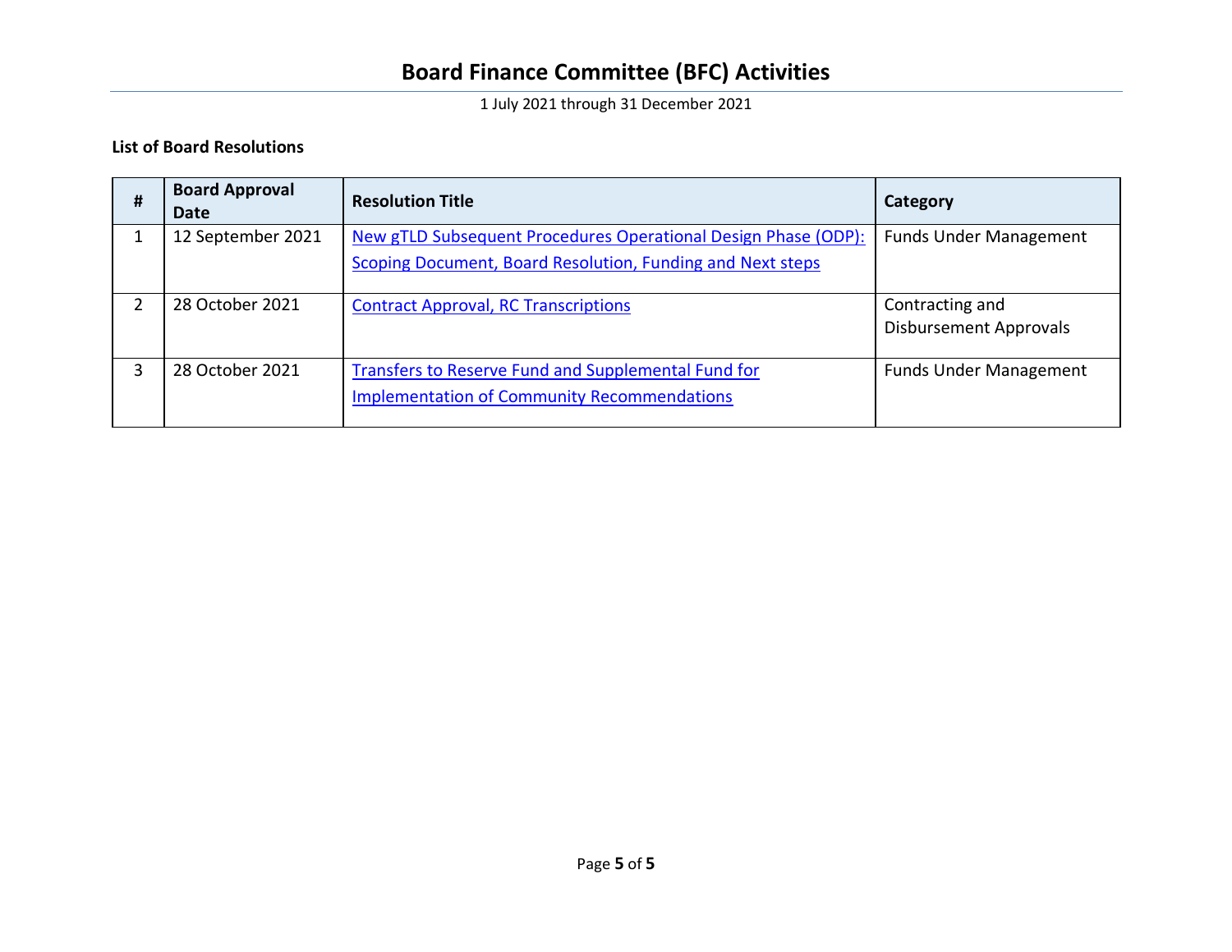# Board Finance Committee (BFC) Activities

1 July 2021 through 31 December 2021

**List of Board Resolutions**

| # | Board Approval Date | Resolution Title | Category |
|---|---|---|---|
| 1 | 12 September 2021 | New gTLD Subsequent Procedures Operational Design Phase (ODP): Scoping Document, Board Resolution, Funding and Next steps | Funds Under Management |
| 2 | 28 October 2021 | Contract Approval, RC Transcriptions | Contracting and Disbursement Approvals |
| 3 | 28 October 2021 | Transfers to Reserve Fund and Supplemental Fund for Implementation of Community Recommendations | Funds Under Management |